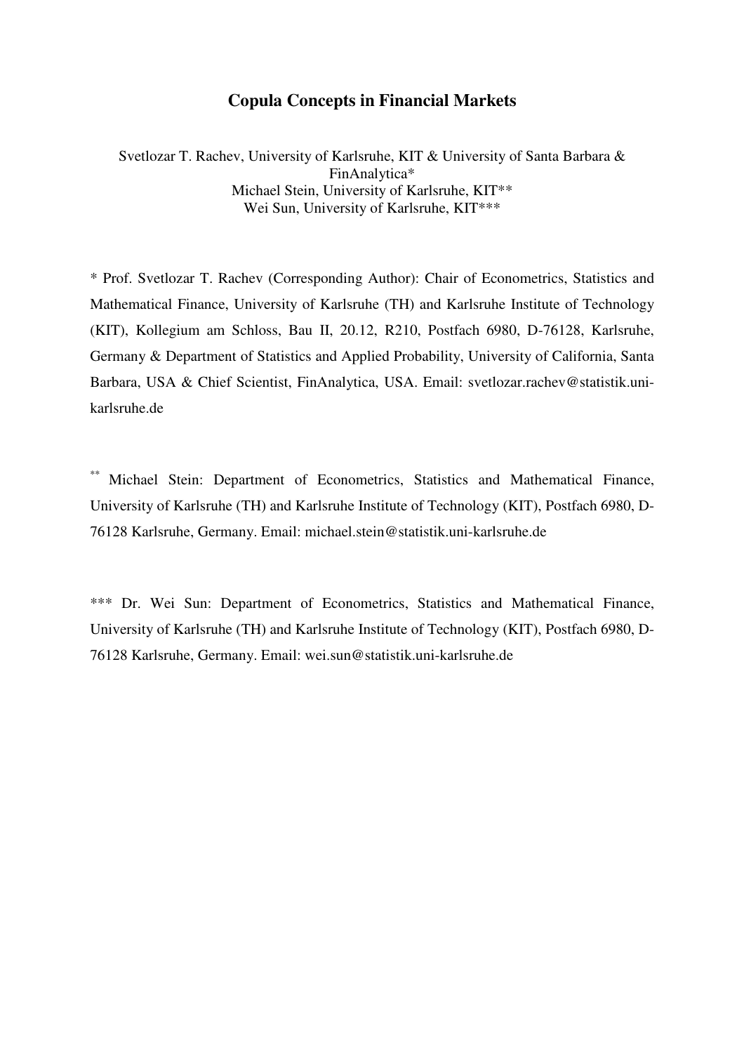# Copula Concepts in Financial Markets

Svetlozar T. Rachev, University of Karlsruhe, KIT & University of Santa Barbara & FinAnalytica*
Michael Stein, University of Karlsruhe, KIT**
Wei Sun, University of Karlsruhe, KIT***

* Prof. Svetlozar T. Rachev (Corresponding Author): Chair of Econometrics, Statistics and Mathematical Finance, University of Karlsruhe (TH) and Karlsruhe Institute of Technology (KIT), Kollegium am Schloss, Bau II, 20.12, R210, Postfach 6980, D-76128, Karlsruhe, Germany & Department of Statistics and Applied Probability, University of California, Santa Barbara, USA & Chief Scientist, FinAnalytica, USA. Email: svetlozar.rachev@statistik.uni-karlsruhe.de

** Michael Stein: Department of Econometrics, Statistics and Mathematical Finance, University of Karlsruhe (TH) and Karlsruhe Institute of Technology (KIT), Postfach 6980, D-76128 Karlsruhe, Germany. Email: michael.stein@statistik.uni-karlsruhe.de

*** Dr. Wei Sun: Department of Econometrics, Statistics and Mathematical Finance, University of Karlsruhe (TH) and Karlsruhe Institute of Technology (KIT), Postfach 6980, D-76128 Karlsruhe, Germany. Email: wei.sun@statistik.uni-karlsruhe.de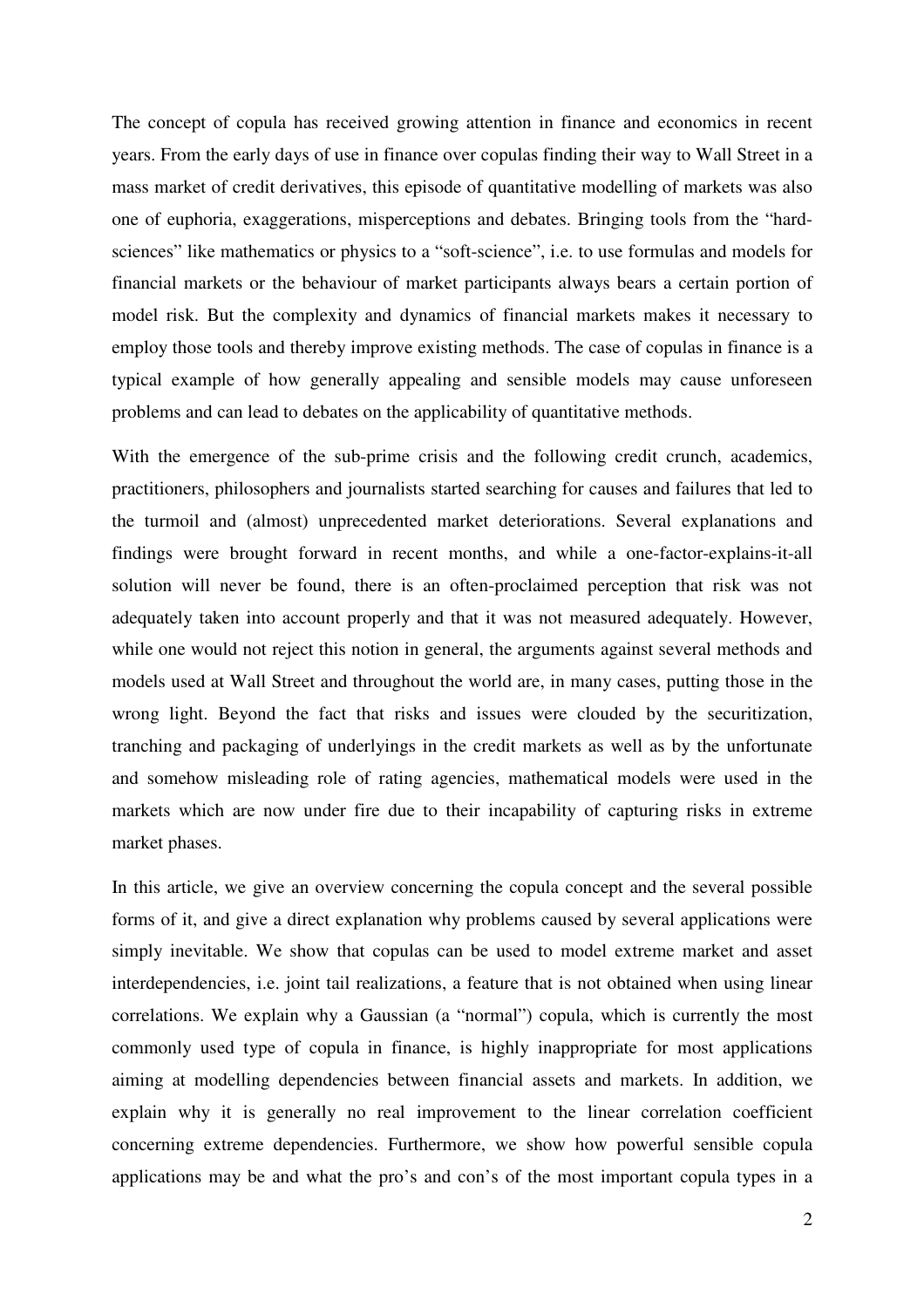The concept of copula has received growing attention in finance and economics in recent years. From the early days of use in finance over copulas finding their way to Wall Street in a mass market of credit derivatives, this episode of quantitative modelling of markets was also one of euphoria, exaggerations, misperceptions and debates. Bringing tools from the "hard-sciences" like mathematics or physics to a "soft-science", i.e. to use formulas and models for financial markets or the behaviour of market participants always bears a certain portion of model risk. But the complexity and dynamics of financial markets makes it necessary to employ those tools and thereby improve existing methods. The case of copulas in finance is a typical example of how generally appealing and sensible models may cause unforeseen problems and can lead to debates on the applicability of quantitative methods.

With the emergence of the sub-prime crisis and the following credit crunch, academics, practitioners, philosophers and journalists started searching for causes and failures that led to the turmoil and (almost) unprecedented market deteriorations. Several explanations and findings were brought forward in recent months, and while a one-factor-explains-it-all solution will never be found, there is an often-proclaimed perception that risk was not adequately taken into account properly and that it was not measured adequately. However, while one would not reject this notion in general, the arguments against several methods and models used at Wall Street and throughout the world are, in many cases, putting those in the wrong light. Beyond the fact that risks and issues were clouded by the securitization, tranching and packaging of underlyings in the credit markets as well as by the unfortunate and somehow misleading role of rating agencies, mathematical models were used in the markets which are now under fire due to their incapability of capturing risks in extreme market phases.

In this article, we give an overview concerning the copula concept and the several possible forms of it, and give a direct explanation why problems caused by several applications were simply inevitable. We show that copulas can be used to model extreme market and asset interdependencies, i.e. joint tail realizations, a feature that is not obtained when using linear correlations. We explain why a Gaussian (a "normal") copula, which is currently the most commonly used type of copula in finance, is highly inappropriate for most applications aiming at modelling dependencies between financial assets and markets. In addition, we explain why it is generally no real improvement to the linear correlation coefficient concerning extreme dependencies. Furthermore, we show how powerful sensible copula applications may be and what the pro's and con's of the most important copula types in a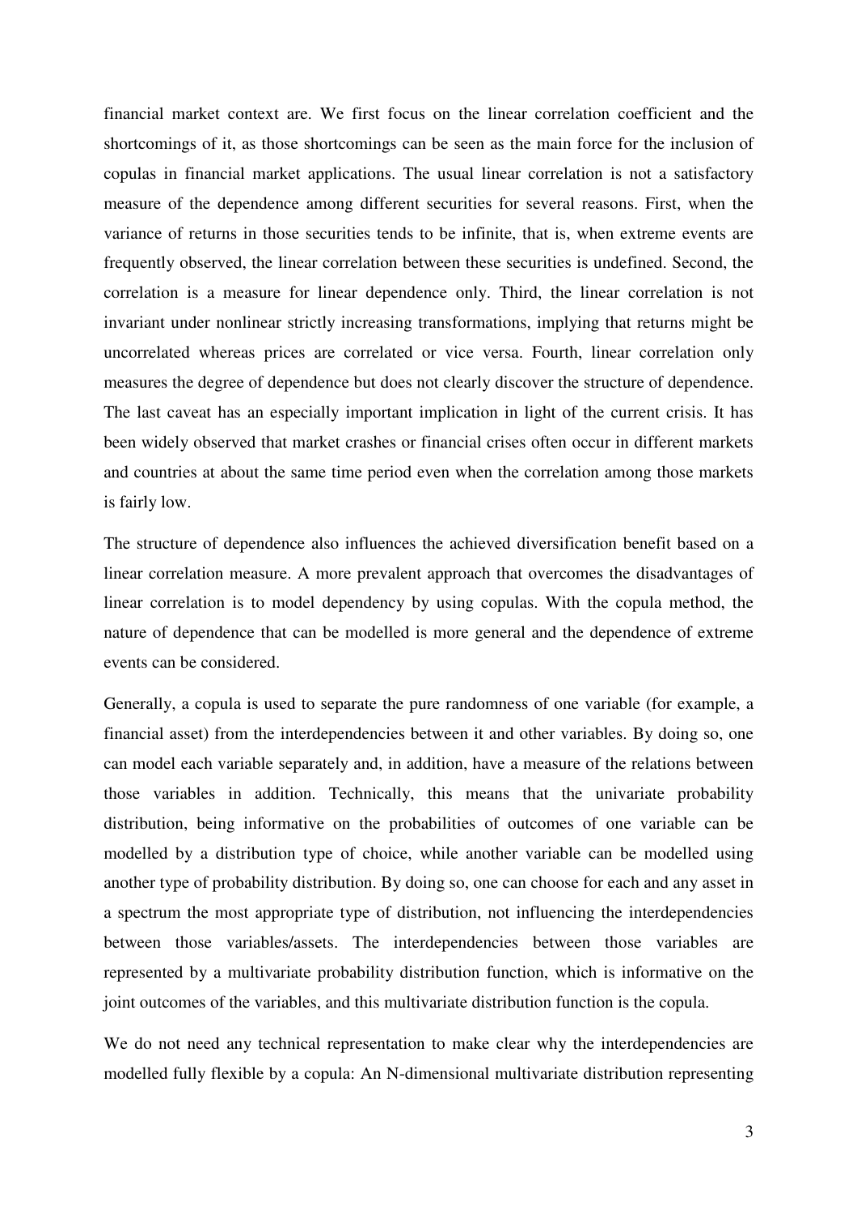financial market context are. We first focus on the linear correlation coefficient and the shortcomings of it, as those shortcomings can be seen as the main force for the inclusion of copulas in financial market applications. The usual linear correlation is not a satisfactory measure of the dependence among different securities for several reasons. First, when the variance of returns in those securities tends to be infinite, that is, when extreme events are frequently observed, the linear correlation between these securities is undefined. Second, the correlation is a measure for linear dependence only. Third, the linear correlation is not invariant under nonlinear strictly increasing transformations, implying that returns might be uncorrelated whereas prices are correlated or vice versa. Fourth, linear correlation only measures the degree of dependence but does not clearly discover the structure of dependence. The last caveat has an especially important implication in light of the current crisis. It has been widely observed that market crashes or financial crises often occur in different markets and countries at about the same time period even when the correlation among those markets is fairly low.

The structure of dependence also influences the achieved diversification benefit based on a linear correlation measure. A more prevalent approach that overcomes the disadvantages of linear correlation is to model dependency by using copulas. With the copula method, the nature of dependence that can be modelled is more general and the dependence of extreme events can be considered.

Generally, a copula is used to separate the pure randomness of one variable (for example, a financial asset) from the interdependencies between it and other variables. By doing so, one can model each variable separately and, in addition, have a measure of the relations between those variables in addition. Technically, this means that the univariate probability distribution, being informative on the probabilities of outcomes of one variable can be modelled by a distribution type of choice, while another variable can be modelled using another type of probability distribution. By doing so, one can choose for each and any asset in a spectrum the most appropriate type of distribution, not influencing the interdependencies between those variables/assets. The interdependencies between those variables are represented by a multivariate probability distribution function, which is informative on the joint outcomes of the variables, and this multivariate distribution function is the copula.

We do not need any technical representation to make clear why the interdependencies are modelled fully flexible by a copula: An N-dimensional multivariate distribution representing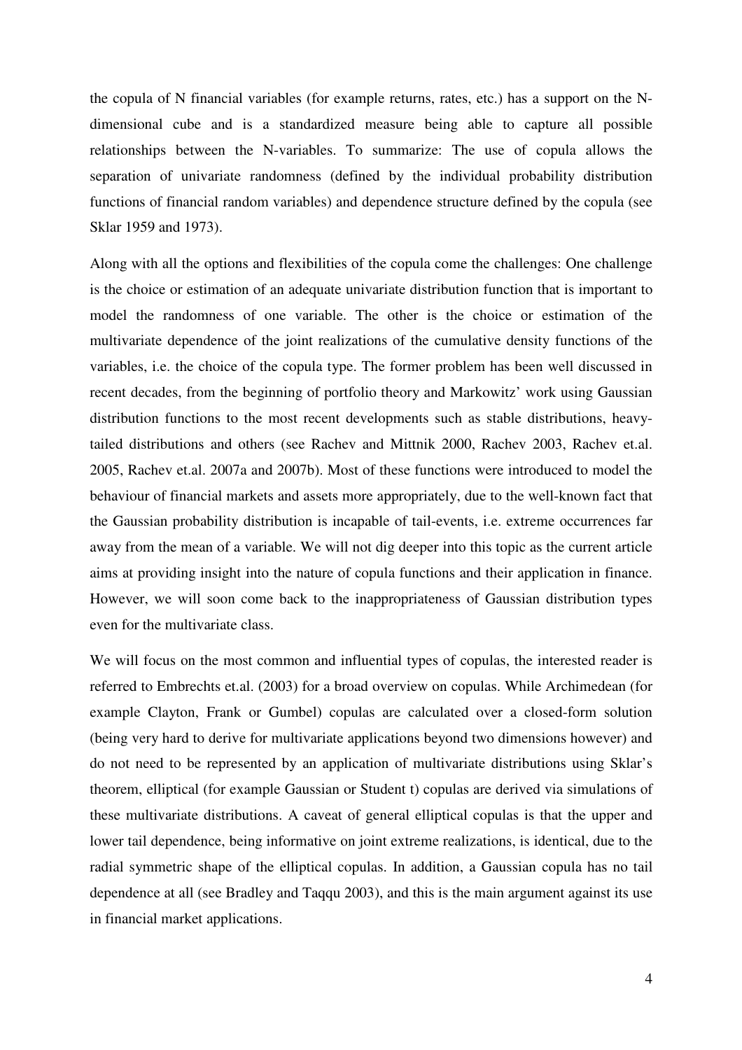the copula of N financial variables (for example returns, rates, etc.) has a support on the N-dimensional cube and is a standardized measure being able to capture all possible relationships between the N-variables. To summarize: The use of copula allows the separation of univariate randomness (defined by the individual probability distribution functions of financial random variables) and dependence structure defined by the copula (see Sklar 1959 and 1973).

Along with all the options and flexibilities of the copula come the challenges: One challenge is the choice or estimation of an adequate univariate distribution function that is important to model the randomness of one variable. The other is the choice or estimation of the multivariate dependence of the joint realizations of the cumulative density functions of the variables, i.e. the choice of the copula type. The former problem has been well discussed in recent decades, from the beginning of portfolio theory and Markowitz' work using Gaussian distribution functions to the most recent developments such as stable distributions, heavy-tailed distributions and others (see Rachev and Mittnik 2000, Rachev 2003, Rachev et.al. 2005, Rachev et.al. 2007a and 2007b). Most of these functions were introduced to model the behaviour of financial markets and assets more appropriately, due to the well-known fact that the Gaussian probability distribution is incapable of tail-events, i.e. extreme occurrences far away from the mean of a variable. We will not dig deeper into this topic as the current article aims at providing insight into the nature of copula functions and their application in finance. However, we will soon come back to the inappropriateness of Gaussian distribution types even for the multivariate class.

We will focus on the most common and influential types of copulas, the interested reader is referred to Embrechts et.al. (2003) for a broad overview on copulas. While Archimedean (for example Clayton, Frank or Gumbel) copulas are calculated over a closed-form solution (being very hard to derive for multivariate applications beyond two dimensions however) and do not need to be represented by an application of multivariate distributions using Sklar's theorem, elliptical (for example Gaussian or Student t) copulas are derived via simulations of these multivariate distributions. A caveat of general elliptical copulas is that the upper and lower tail dependence, being informative on joint extreme realizations, is identical, due to the radial symmetric shape of the elliptical copulas. In addition, a Gaussian copula has no tail dependence at all (see Bradley and Taqqu 2003), and this is the main argument against its use in financial market applications.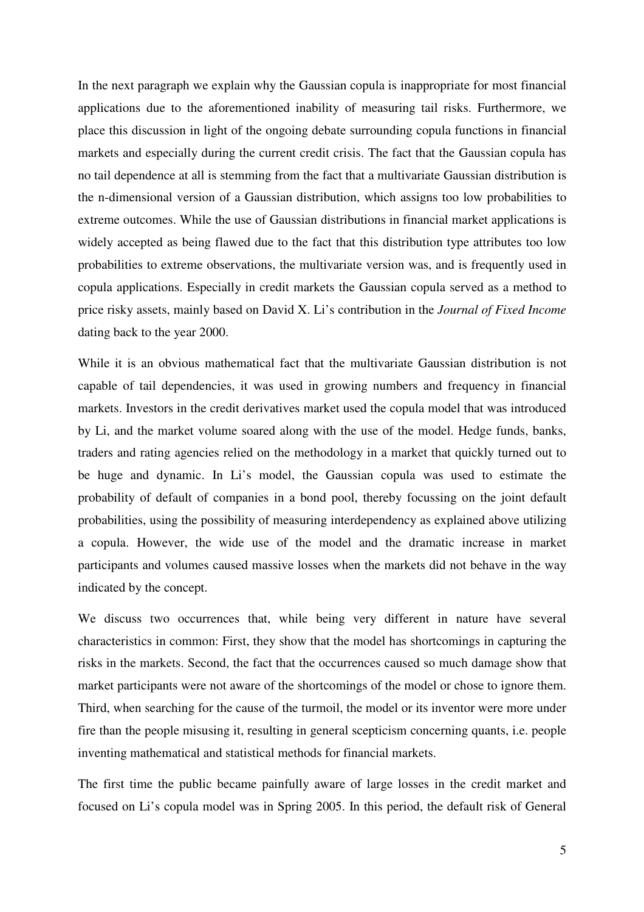In the next paragraph we explain why the Gaussian copula is inappropriate for most financial applications due to the aforementioned inability of measuring tail risks. Furthermore, we place this discussion in light of the ongoing debate surrounding copula functions in financial markets and especially during the current credit crisis. The fact that the Gaussian copula has no tail dependence at all is stemming from the fact that a multivariate Gaussian distribution is the n-dimensional version of a Gaussian distribution, which assigns too low probabilities to extreme outcomes. While the use of Gaussian distributions in financial market applications is widely accepted as being flawed due to the fact that this distribution type attributes too low probabilities to extreme observations, the multivariate version was, and is frequently used in copula applications. Especially in credit markets the Gaussian copula served as a method to price risky assets, mainly based on David X. Li's contribution in the *Journal of Fixed Income* dating back to the year 2000.

While it is an obvious mathematical fact that the multivariate Gaussian distribution is not capable of tail dependencies, it was used in growing numbers and frequency in financial markets. Investors in the credit derivatives market used the copula model that was introduced by Li, and the market volume soared along with the use of the model. Hedge funds, banks, traders and rating agencies relied on the methodology in a market that quickly turned out to be huge and dynamic. In Li's model, the Gaussian copula was used to estimate the probability of default of companies in a bond pool, thereby focussing on the joint default probabilities, using the possibility of measuring interdependency as explained above utilizing a copula. However, the wide use of the model and the dramatic increase in market participants and volumes caused massive losses when the markets did not behave in the way indicated by the concept.

We discuss two occurrences that, while being very different in nature have several characteristics in common: First, they show that the model has shortcomings in capturing the risks in the markets. Second, the fact that the occurrences caused so much damage show that market participants were not aware of the shortcomings of the model or chose to ignore them. Third, when searching for the cause of the turmoil, the model or its inventor were more under fire than the people misusing it, resulting in general scepticism concerning quants, i.e. people inventing mathematical and statistical methods for financial markets.

The first time the public became painfully aware of large losses in the credit market and focused on Li's copula model was in Spring 2005. In this period, the default risk of General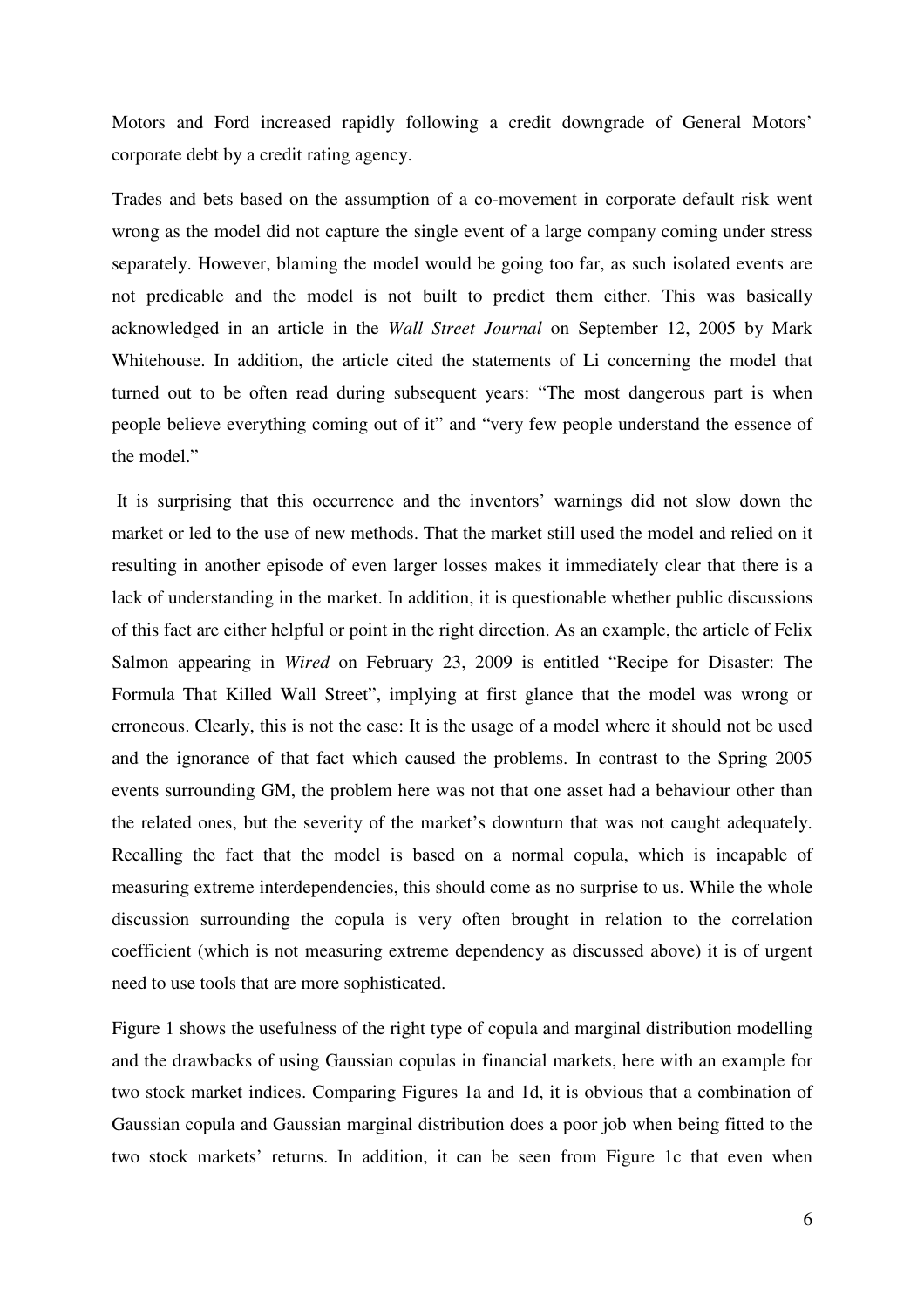Motors and Ford increased rapidly following a credit downgrade of General Motors' corporate debt by a credit rating agency.

Trades and bets based on the assumption of a co-movement in corporate default risk went wrong as the model did not capture the single event of a large company coming under stress separately. However, blaming the model would be going too far, as such isolated events are not predicable and the model is not built to predict them either. This was basically acknowledged in an article in the *Wall Street Journal* on September 12, 2005 by Mark Whitehouse. In addition, the article cited the statements of Li concerning the model that turned out to be often read during subsequent years: "The most dangerous part is when people believe everything coming out of it" and "very few people understand the essence of the model."

It is surprising that this occurrence and the inventors' warnings did not slow down the market or led to the use of new methods. That the market still used the model and relied on it resulting in another episode of even larger losses makes it immediately clear that there is a lack of understanding in the market. In addition, it is questionable whether public discussions of this fact are either helpful or point in the right direction. As an example, the article of Felix Salmon appearing in *Wired* on February 23, 2009 is entitled "Recipe for Disaster: The Formula That Killed Wall Street", implying at first glance that the model was wrong or erroneous. Clearly, this is not the case: It is the usage of a model where it should not be used and the ignorance of that fact which caused the problems. In contrast to the Spring 2005 events surrounding GM, the problem here was not that one asset had a behaviour other than the related ones, but the severity of the market's downturn that was not caught adequately. Recalling the fact that the model is based on a normal copula, which is incapable of measuring extreme interdependencies, this should come as no surprise to us. While the whole discussion surrounding the copula is very often brought in relation to the correlation coefficient (which is not measuring extreme dependency as discussed above) it is of urgent need to use tools that are more sophisticated.

Figure 1 shows the usefulness of the right type of copula and marginal distribution modelling and the drawbacks of using Gaussian copulas in financial markets, here with an example for two stock market indices. Comparing Figures 1a and 1d, it is obvious that a combination of Gaussian copula and Gaussian marginal distribution does a poor job when being fitted to the two stock markets' returns. In addition, it can be seen from Figure 1c that even when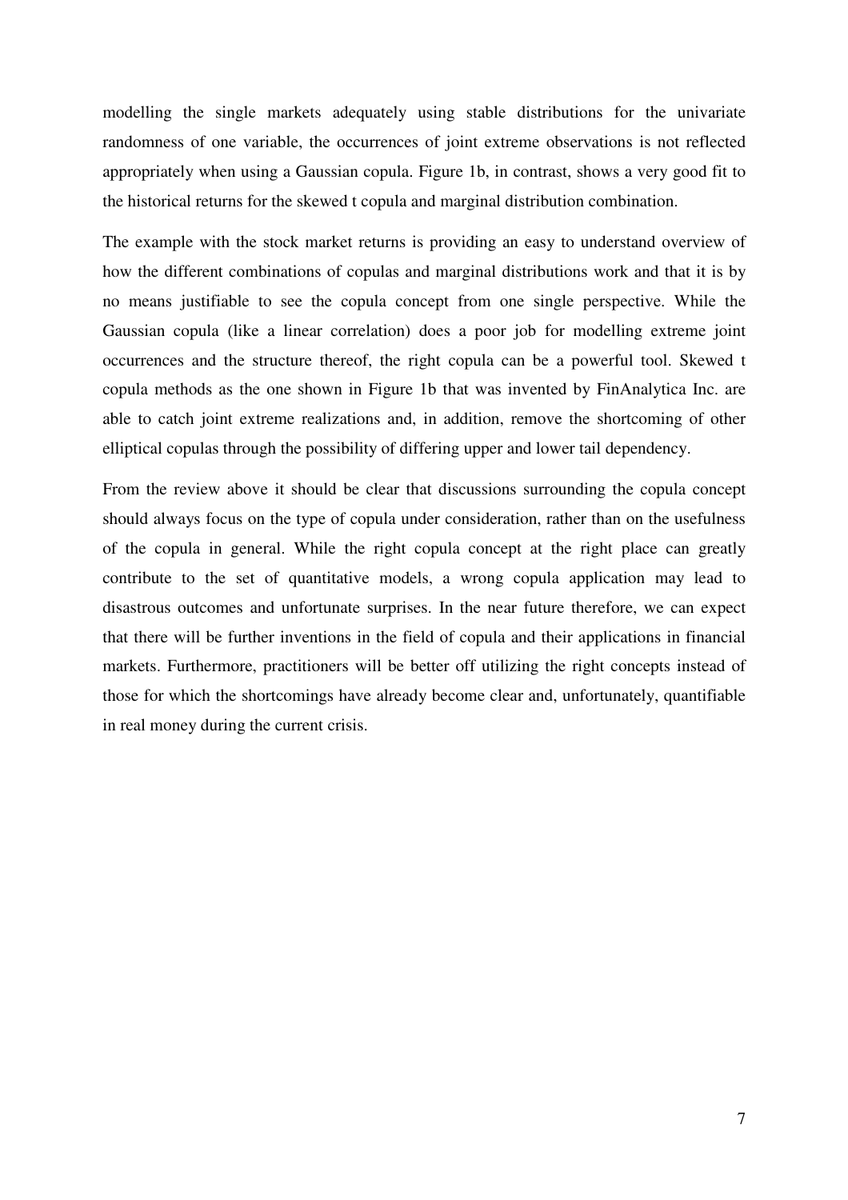modelling the single markets adequately using stable distributions for the univariate randomness of one variable, the occurrences of joint extreme observations is not reflected appropriately when using a Gaussian copula. Figure 1b, in contrast, shows a very good fit to the historical returns for the skewed t copula and marginal distribution combination.

The example with the stock market returns is providing an easy to understand overview of how the different combinations of copulas and marginal distributions work and that it is by no means justifiable to see the copula concept from one single perspective. While the Gaussian copula (like a linear correlation) does a poor job for modelling extreme joint occurrences and the structure thereof, the right copula can be a powerful tool. Skewed t copula methods as the one shown in Figure 1b that was invented by FinAnalytica Inc. are able to catch joint extreme realizations and, in addition, remove the shortcoming of other elliptical copulas through the possibility of differing upper and lower tail dependency.

From the review above it should be clear that discussions surrounding the copula concept should always focus on the type of copula under consideration, rather than on the usefulness of the copula in general. While the right copula concept at the right place can greatly contribute to the set of quantitative models, a wrong copula application may lead to disastrous outcomes and unfortunate surprises. In the near future therefore, we can expect that there will be further inventions in the field of copula and their applications in financial markets. Furthermore, practitioners will be better off utilizing the right concepts instead of those for which the shortcomings have already become clear and, unfortunately, quantifiable in real money during the current crisis.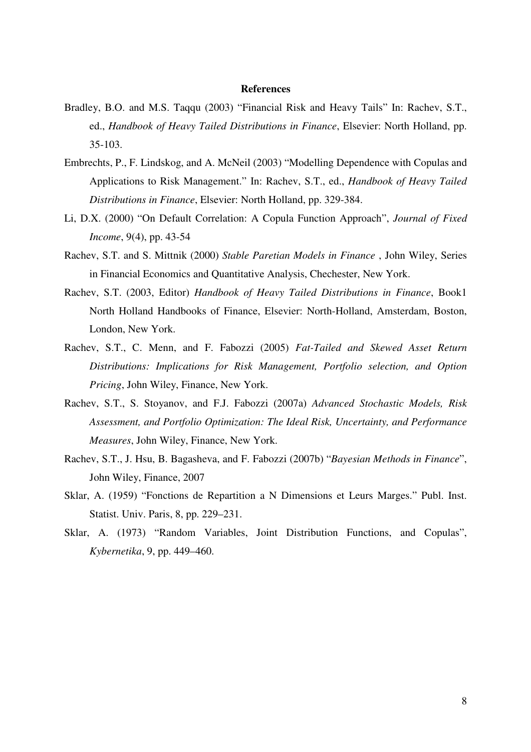## References

Bradley, B.O. and M.S. Taqqu (2003) "Financial Risk and Heavy Tails" In: Rachev, S.T., ed., *Handbook of Heavy Tailed Distributions in Finance*, Elsevier: North Holland, pp. 35-103.

Embrechts, P., F. Lindskog, and A. McNeil (2003) "Modelling Dependence with Copulas and Applications to Risk Management." In: Rachev, S.T., ed., *Handbook of Heavy Tailed Distributions in Finance*, Elsevier: North Holland, pp. 329-384.

Li, D.X. (2000) "On Default Correlation: A Copula Function Approach", *Journal of Fixed Income*, 9(4), pp. 43-54

Rachev, S.T. and S. Mittnik (2000) *Stable Paretian Models in Finance* , John Wiley, Series in Financial Economics and Quantitative Analysis, Chechester, New York.

Rachev, S.T. (2003, Editor) *Handbook of Heavy Tailed Distributions in Finance*, Book1 North Holland Handbooks of Finance, Elsevier: North-Holland, Amsterdam, Boston, London, New York.

Rachev, S.T., C. Menn, and F. Fabozzi (2005) *Fat-Tailed and Skewed Asset Return Distributions: Implications for Risk Management, Portfolio selection, and Option Pricing*, John Wiley, Finance, New York.

Rachev, S.T., S. Stoyanov, and F.J. Fabozzi (2007a) *Advanced Stochastic Models, Risk Assessment, and Portfolio Optimization: The Ideal Risk, Uncertainty, and Performance Measures*, John Wiley, Finance, New York.

Rachev, S.T., J. Hsu, B. Bagasheva, and F. Fabozzi (2007b) "*Bayesian Methods in Finance*", John Wiley, Finance, 2007

Sklar, A. (1959) "Fonctions de Repartition a N Dimensions et Leurs Marges." Publ. Inst. Statist. Univ. Paris, 8, pp. 229–231.

Sklar, A. (1973) "Random Variables, Joint Distribution Functions, and Copulas", *Kybernetika*, 9, pp. 449–460.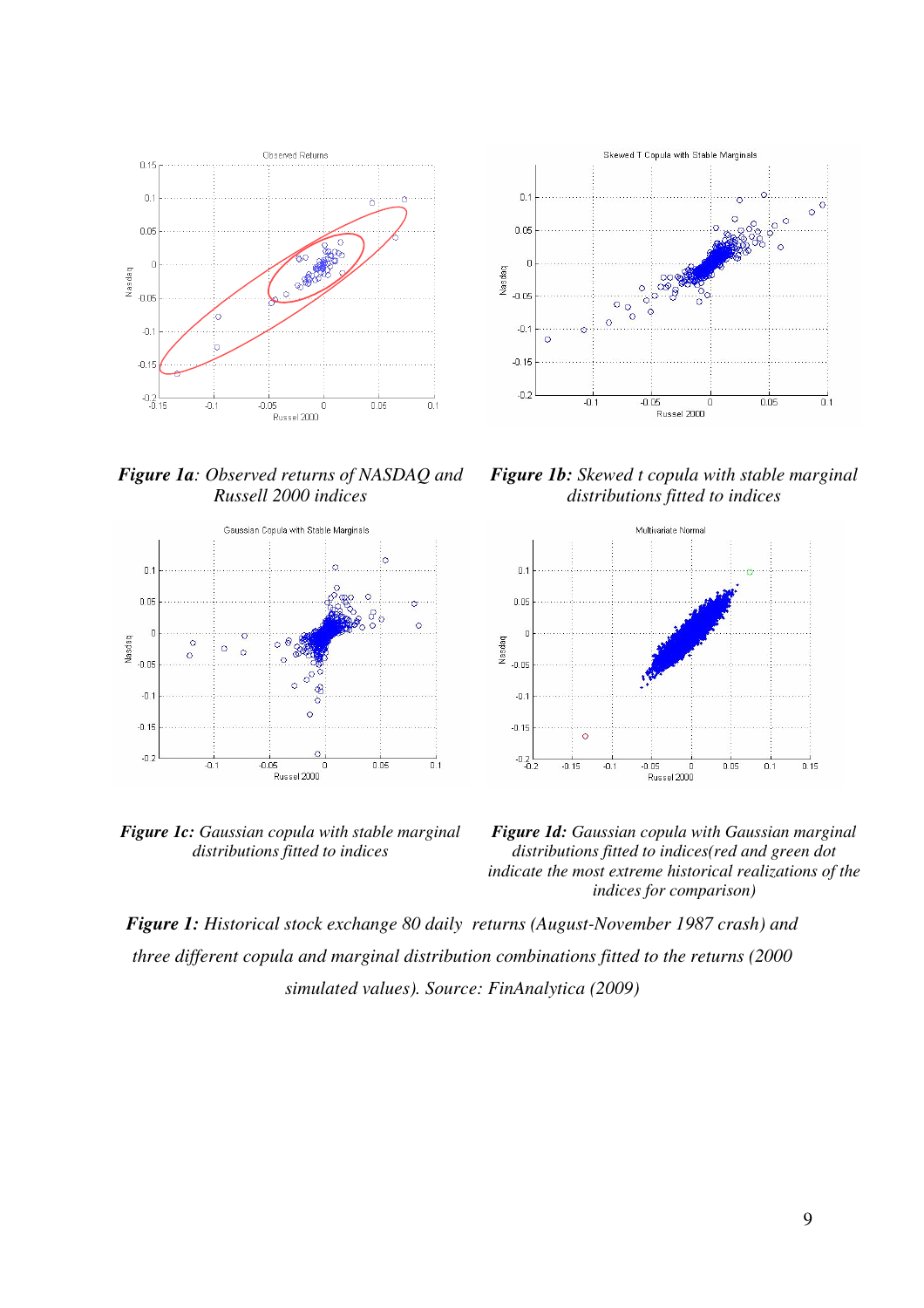Observed Returns

0.15
0.1
0.05
0
-0.05
-0.1
-0.15
-0.2

Nasdaq

-0.15 -0.1 -0.05 0 0.05 0.1

Russel 2000

Skewed T Copula with Stable Marginals

0.1
0.05
0
-0.05
-0.1
-0.15
-0.2

Nasdaq

-0.1 -0.05 0 0.05 0.1

Russel 2000

***Figure 1a**: Observed returns of NASDAQ and Russell 2000 indices*

***Figure 1b:** Skewed t copula with stable marginal distributions fitted to indices*

Gaussian Copula with Stable Marginals

0.1
0.05
0
-0.05
-0.1
-0.15
-0.2

Nasdaq

-0.1 -0.05 0 0.05 0.1

Russel 2000

Multivariate Normal

0.1
0.05
0
-0.05
-0.1
-0.15
-0.2

Nasdaq

-0.2 -0.15 -0.1 -0.05 0 0.05 0.1 0.15

Russel 2000

***Figure 1c:** Gaussian copula with stable marginal distributions fitted to indices*

***Figure 1d:** Gaussian copula with Gaussian marginal distributions fitted to indices(red and green dot indicate the most extreme historical realizations of the indices for comparison)*

***Figure 1:** Historical stock exchange 80 daily returns (August-November 1987 crash) and three different copula and marginal distribution combinations fitted to the returns (2000 simulated values). Source: FinAnalytica (2009)*